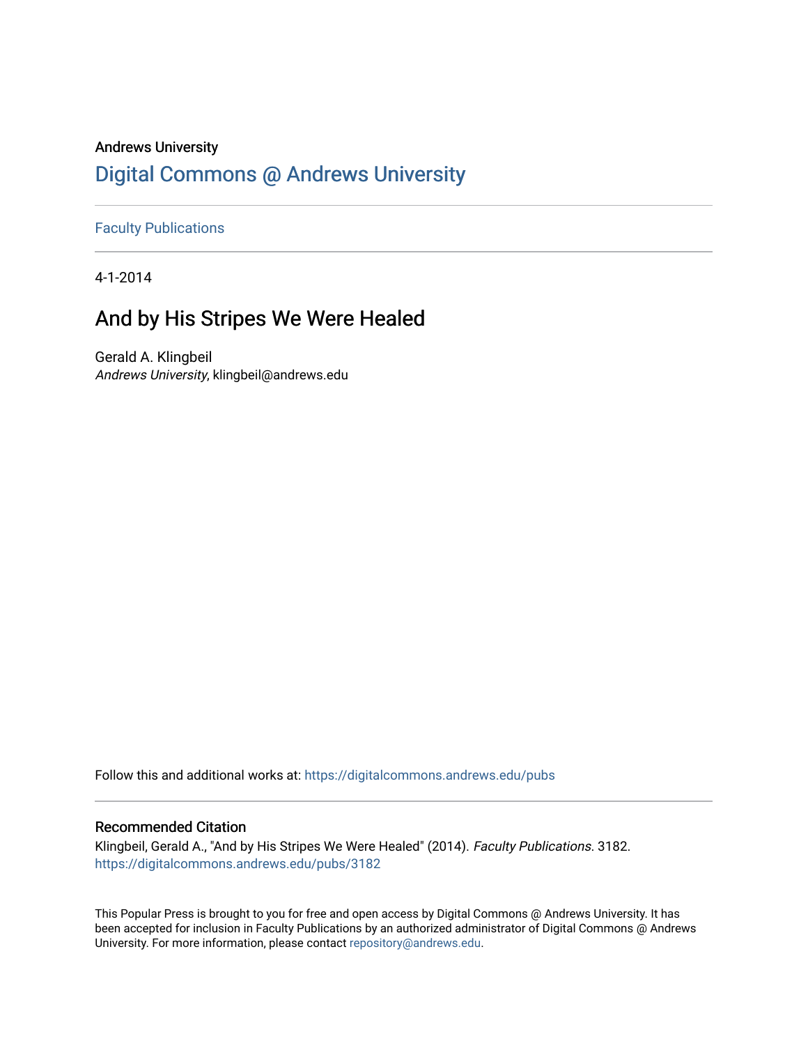Andrews University

# Digital Commons @ Andrews University

Faculty Publications

4-1-2014

## And by His Stripes We Were Healed

Gerald A. Klingbeil
*Andrews University*, klingbeil@andrews.edu

Follow this and additional works at: https://digitalcommons.andrews.edu/pubs

### Recommended Citation

Klingbeil, Gerald A., "And by His Stripes We Were Healed" (2014). *Faculty Publications*. 3182.
https://digitalcommons.andrews.edu/pubs/3182

This Popular Press is brought to you for free and open access by Digital Commons @ Andrews University. It has been accepted for inclusion in Faculty Publications by an authorized administrator of Digital Commons @ Andrews University. For more information, please contact repository@andrews.edu.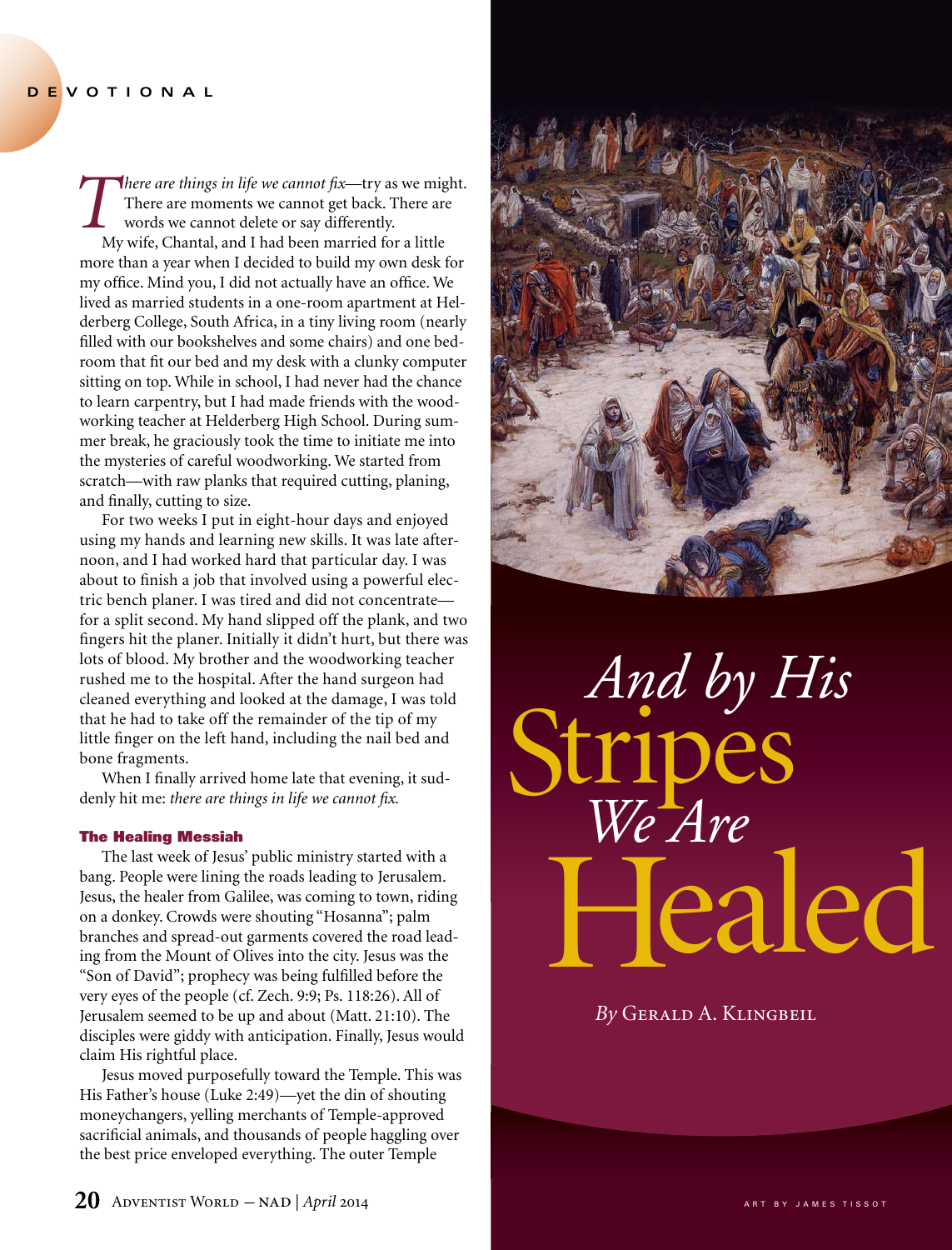DEVOTIONAL

# And by His Stripes We Are Healed

*By* Gerald A. Klingbeil

*There are things in life we cannot fix*—try as we might. There are moments we cannot get back. There are words we cannot delete or say differently.

My wife, Chantal, and I had been married for a little more than a year when I decided to build my own desk for my office. Mind you, I did not actually have an office. We lived as married students in a one-room apartment at Helderberg College, South Africa, in a tiny living room (nearly filled with our bookshelves and some chairs) and one bedroom that fit our bed and my desk with a clunky computer sitting on top. While in school, I had never had the chance to learn carpentry, but I had made friends with the woodworking teacher at Helderberg High School. During summer break, he graciously took the time to initiate me into the mysteries of careful woodworking. We started from scratch—with raw planks that required cutting, planing, and finally, cutting to size.

For two weeks I put in eight-hour days and enjoyed using my hands and learning new skills. It was late afternoon, and I had worked hard that particular day. I was about to finish a job that involved using a powerful electric bench planer. I was tired and did not concentrate—for a split second. My hand slipped off the plank, and two fingers hit the planer. Initially it didn't hurt, but there was lots of blood. My brother and the woodworking teacher rushed me to the hospital. After the hand surgeon had cleaned everything and looked at the damage, I was told that he had to take off the remainder of the tip of my little finger on the left hand, including the nail bed and bone fragments.

When I finally arrived home late that evening, it suddenly hit me: *there are things in life we cannot fix.*

### The Healing Messiah

The last week of Jesus' public ministry started with a bang. People were lining the roads leading to Jerusalem. Jesus, the healer from Galilee, was coming to town, riding on a donkey. Crowds were shouting "Hosanna"; palm branches and spread-out garments covered the road leading from the Mount of Olives into the city. Jesus was the "Son of David"; prophecy was being fulfilled before the very eyes of the people (cf. Zech. 9:9; Ps. 118:26). All of Jerusalem seemed to be up and about (Matt. 21:10). The disciples were giddy with anticipation. Finally, Jesus would claim His rightful place.

Jesus moved purposefully toward the Temple. This was His Father's house (Luke 2:49)—yet the din of shouting moneychangers, yelling merchants of Temple-approved sacrificial animals, and thousands of people haggling over the best price enveloped everything. The outer Temple

ART BY JAMES TISSOT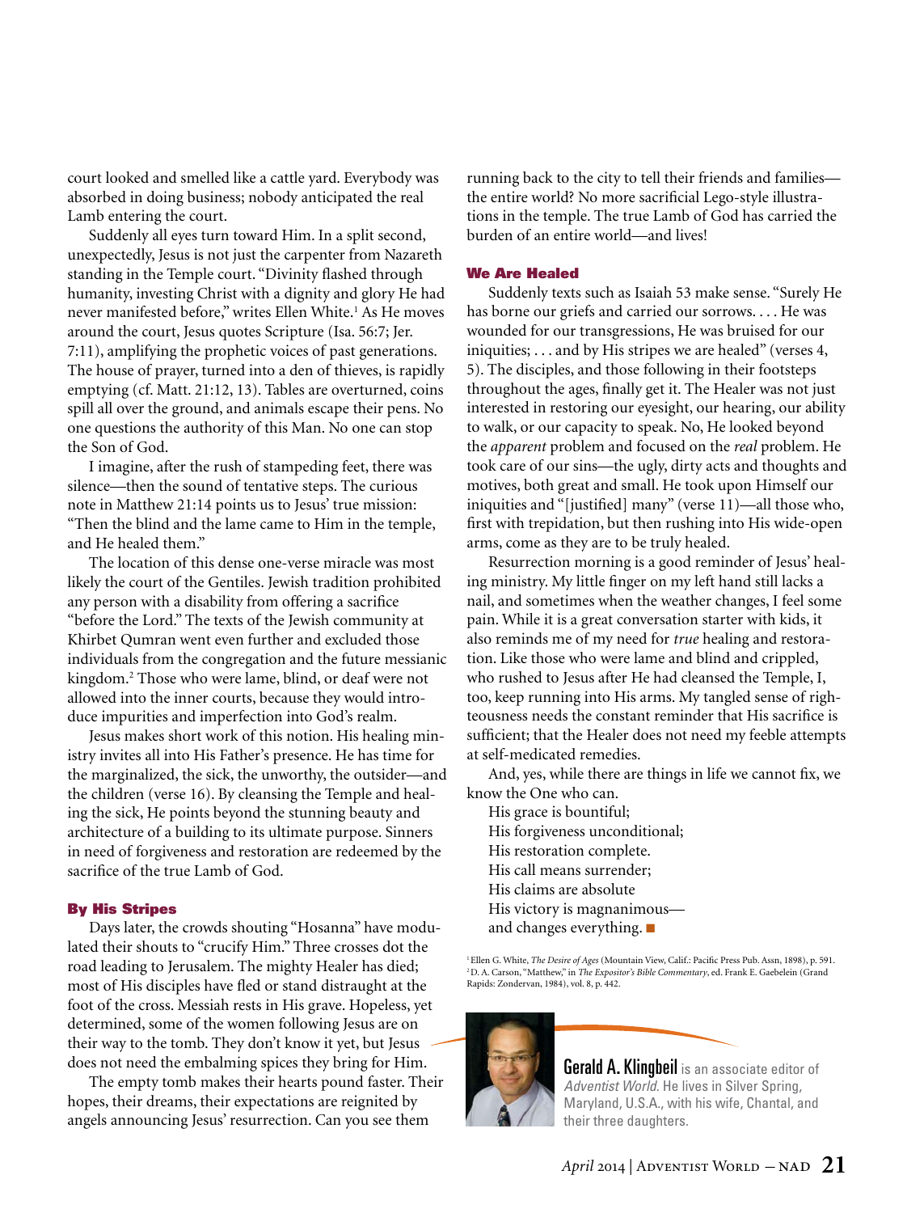court looked and smelled like a cattle yard. Everybody was absorbed in doing business; nobody anticipated the real Lamb entering the court.

Suddenly all eyes turn toward Him. In a split second, unexpectedly, Jesus is not just the carpenter from Nazareth standing in the Temple court. "Divinity flashed through humanity, investing Christ with a dignity and glory He had never manifested before," writes Ellen White.[1] As He moves around the court, Jesus quotes Scripture (Isa. 56:7; Jer. 7:11), amplifying the prophetic voices of past generations. The house of prayer, turned into a den of thieves, is rapidly emptying (cf. Matt. 21:12, 13). Tables are overturned, coins spill all over the ground, and animals escape their pens. No one questions the authority of this Man. No one can stop the Son of God.

I imagine, after the rush of stampeding feet, there was silence—then the sound of tentative steps. The curious note in Matthew 21:14 points us to Jesus' true mission: "Then the blind and the lame came to Him in the temple, and He healed them."

The location of this dense one-verse miracle was most likely the court of the Gentiles. Jewish tradition prohibited any person with a disability from offering a sacrifice "before the Lord." The texts of the Jewish community at Khirbet Qumran went even further and excluded those individuals from the congregation and the future messianic kingdom.[2] Those who were lame, blind, or deaf were not allowed into the inner courts, because they would introduce impurities and imperfection into God's realm.

Jesus makes short work of this notion. His healing ministry invites all into His Father's presence. He has time for the marginalized, the sick, the unworthy, the outsider—and the children (verse 16). By cleansing the Temple and healing the sick, He points beyond the stunning beauty and architecture of a building to its ultimate purpose. Sinners in need of forgiveness and restoration are redeemed by the sacrifice of the true Lamb of God.

### By His Stripes

Days later, the crowds shouting "Hosanna" have modulated their shouts to "crucify Him." Three crosses dot the road leading to Jerusalem. The mighty Healer has died; most of His disciples have fled or stand distraught at the foot of the cross. Messiah rests in His grave. Hopeless, yet determined, some of the women following Jesus are on their way to the tomb. They don't know it yet, but Jesus does not need the embalming spices they bring for Him.

The empty tomb makes their hearts pound faster. Their hopes, their dreams, their expectations are reignited by angels announcing Jesus' resurrection. Can you see them running back to the city to tell their friends and families—the entire world? No more sacrificial Lego-style illustrations in the temple. The true Lamb of God has carried the burden of an entire world—and lives!

### We Are Healed

Suddenly texts such as Isaiah 53 make sense. "Surely He has borne our griefs and carried our sorrows. . . . He was wounded for our transgressions, He was bruised for our iniquities; . . . and by His stripes we are healed" (verses 4, 5). The disciples, and those following in their footsteps throughout the ages, finally get it. The Healer was not just interested in restoring our eyesight, our hearing, our ability to walk, or our capacity to speak. No, He looked beyond the *apparent* problem and focused on the *real* problem. He took care of our sins—the ugly, dirty acts and thoughts and motives, both great and small. He took upon Himself our iniquities and "[justified] many" (verse 11)—all those who, first with trepidation, but then rushing into His wide-open arms, come as they are to be truly healed.

Resurrection morning is a good reminder of Jesus' healing ministry. My little finger on my left hand still lacks a nail, and sometimes when the weather changes, I feel some pain. While it is a great conversation starter with kids, it also reminds me of my need for *true* healing and restoration. Like those who were lame and blind and crippled, who rushed to Jesus after He had cleansed the Temple, I, too, keep running into His arms. My tangled sense of righteousness needs the constant reminder that His sacrifice is sufficient; that the Healer does not need my feeble attempts at self-medicated remedies.

And, yes, while there are things in life we cannot fix, we know the One who can.

His grace is bountiful;
His forgiveness unconditional;
His restoration complete.
His call means surrender;
His claims are absolute
His victory is magnanimous—
and changes everything. ■

[1] Ellen G. White, *The Desire of Ages* (Mountain View, Calif.: Pacific Press Pub. Assn, 1898), p. 591.
[2] D. A. Carson, "Matthew," in *The Expositor's Bible Commentary*, ed. Frank E. Gaebelein (Grand Rapids: Zondervan, 1984), vol. 8, p. 442.

**Gerald A. Klingbeil** is an associate editor of *Adventist World*. He lives in Silver Spring, Maryland, U.S.A., with his wife, Chantal, and their three daughters.